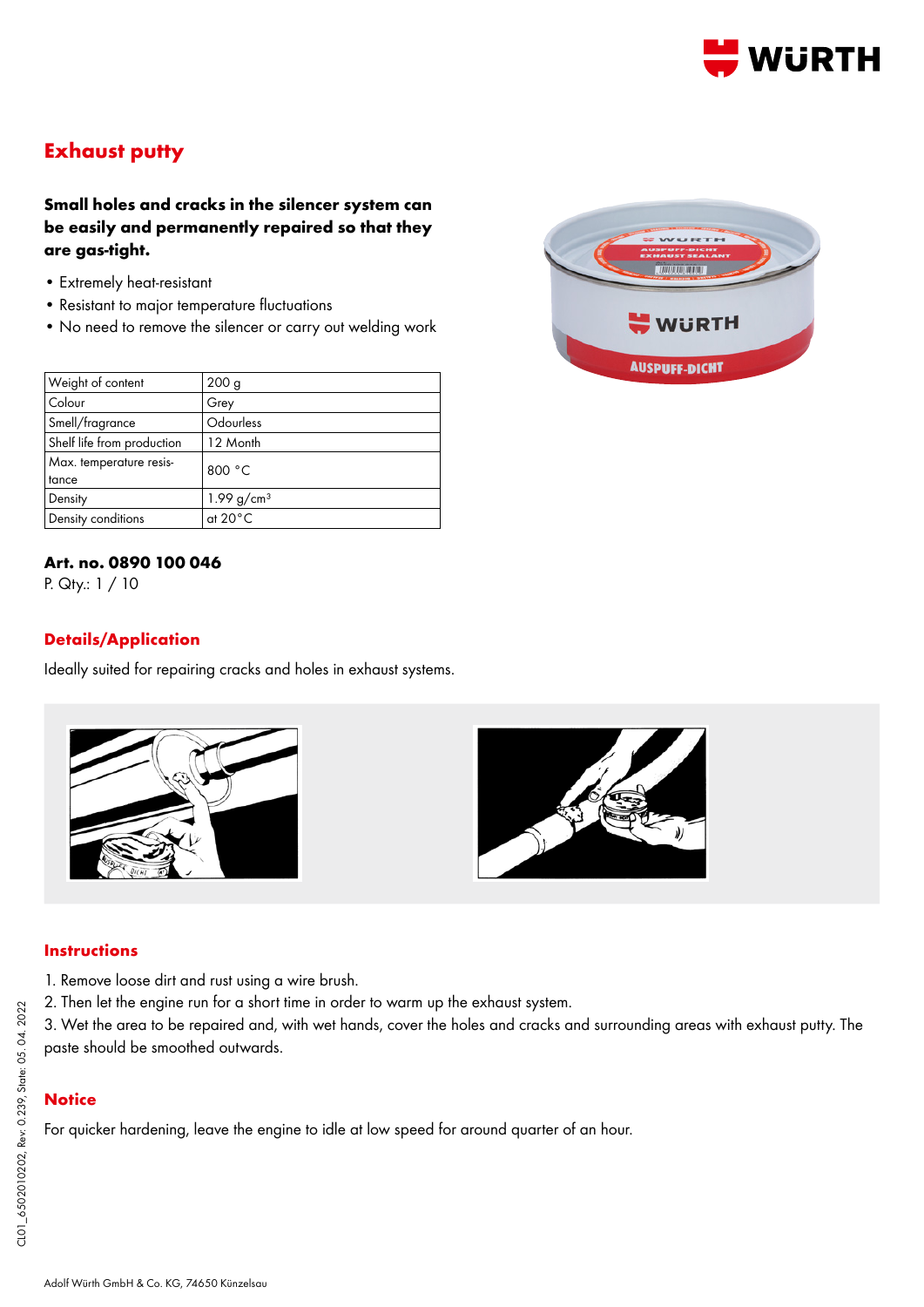# Exhaust putty

**Small holes and cracks in the silencer system can be easily and permanently repaired so that they are gas-tight.**

- Extremely heat-resistant
- Resistant to major temperature fluctuations
- No need to remove the silencer or carry out welding work

| Weight of content | 200 g |
|---|---|
| Colour | Grey |
| Smell/fragrance | Odourless |
| Shelf life from production | 12 Month |
| Max. temperature resistance | 800 °C |
| Density | 1.99 g/cm³ |
| Density conditions | at 20°C |

**Art. no. 0890 100 046**

P. Qty.: 1 / 10

## Details/Application

Ideally suited for repairing cracks and holes in exhaust systems.

## Instructions

1. Remove loose dirt and rust using a wire brush.
2. Then let the engine run for a short time in order to warm up the exhaust system.
3. Wet the area to be repaired and, with wet hands, cover the holes and cracks and surrounding areas with exhaust putty. The paste should be smoothed outwards.

## Notice

For quicker hardening, leave the engine to idle at low speed for around quarter of an hour.

CL01_6502010202, Rev. 0.239, State: 05. 04. 2022

Adolf Würth GmbH & Co. KG, 74650 Künzelsau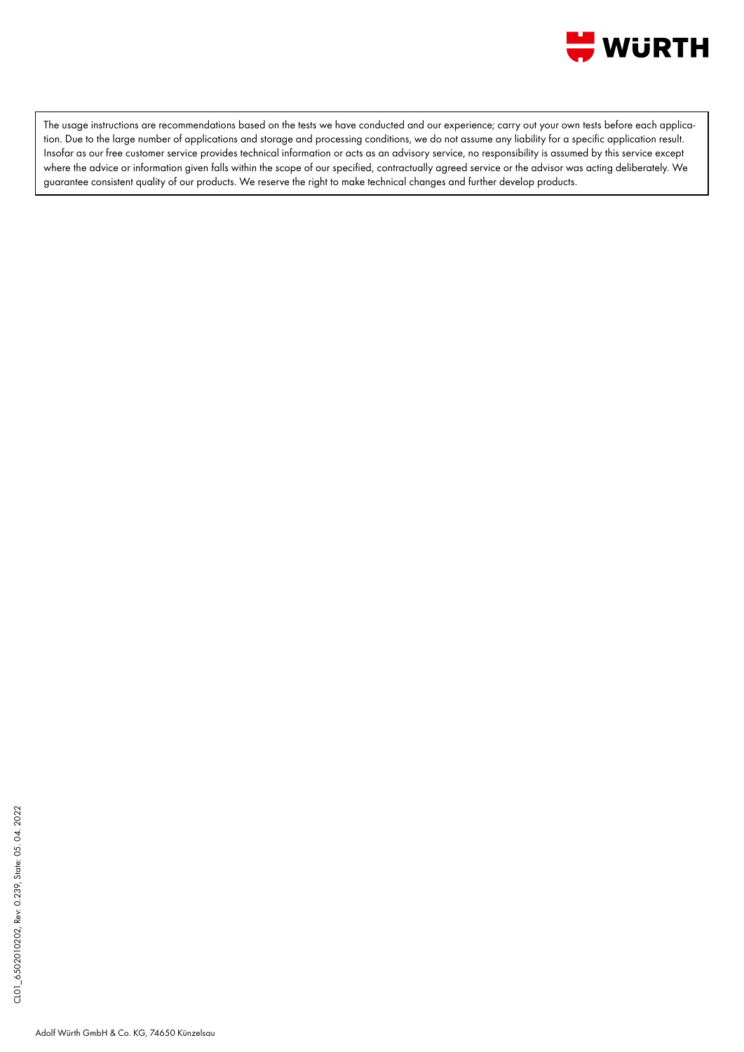The usage instructions are recommendations based on the tests we have conducted and our experience; carry out your own tests before each application. Due to the large number of applications and storage and processing conditions, we do not assume any liability for a specific application result. Insofar as our free customer service provides technical information or acts as an advisory service, no responsibility is assumed by this service except where the advice or information given falls within the scope of our specified, contractually agreed service or the advisor was acting deliberately. We guarantee consistent quality of our products. We reserve the right to make technical changes and further develop products.